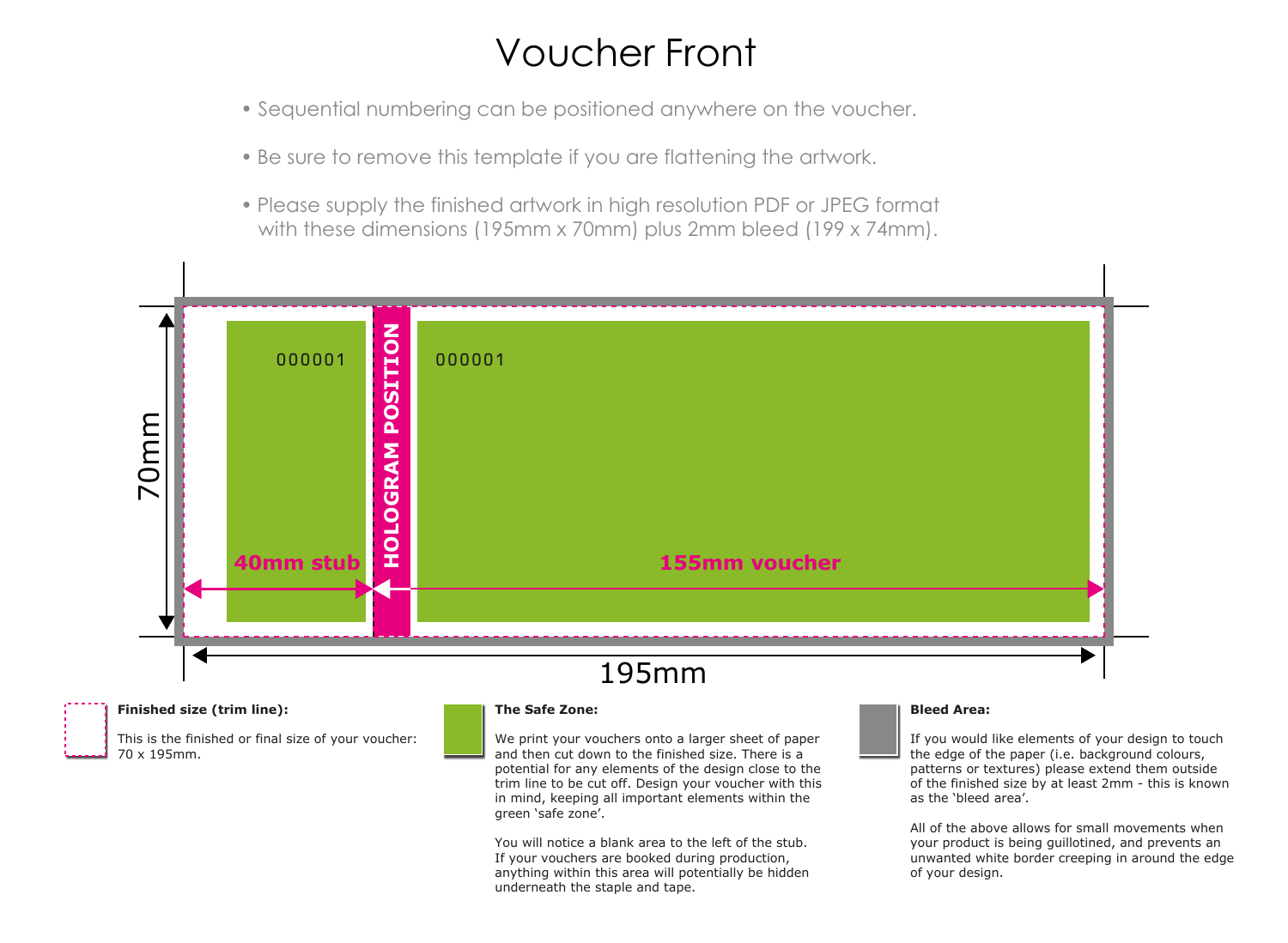# Voucher Front

- Sequential numbering can be positioned anywhere on the voucher.
- Be sure to remove this template if you are flattening the artwork.
- Please supply the finished artwork in high resolution PDF or JPEG format with these dimensions (195mm x 70mm) plus 2mm bleed (199 x 74mm).

70mm

000001

40mm stub

HOLOGRAM POSITION

000001

155mm voucher

195mm

**Finished size (trim line):**

This is the finished or final size of your voucher: 70 x 195mm.

**The Safe Zone:**

We print your vouchers onto a larger sheet of paper and then cut down to the finished size. There is a potential for any elements of the design close to the trim line to be cut off. Design your voucher with this in mind, keeping all important elements within the green 'safe zone'.

You will notice a blank area to the left of the stub. If your vouchers are booked during production, anything within this area will potentially be hidden underneath the staple and tape.

**Bleed Area:**

If you would like elements of your design to touch the edge of the paper (i.e. background colours, patterns or textures) please extend them outside of the finished size by at least 2mm - this is known as the 'bleed area'.

All of the above allows for small movements when your product is being guillotined, and prevents an unwanted white border creeping in around the edge of your design.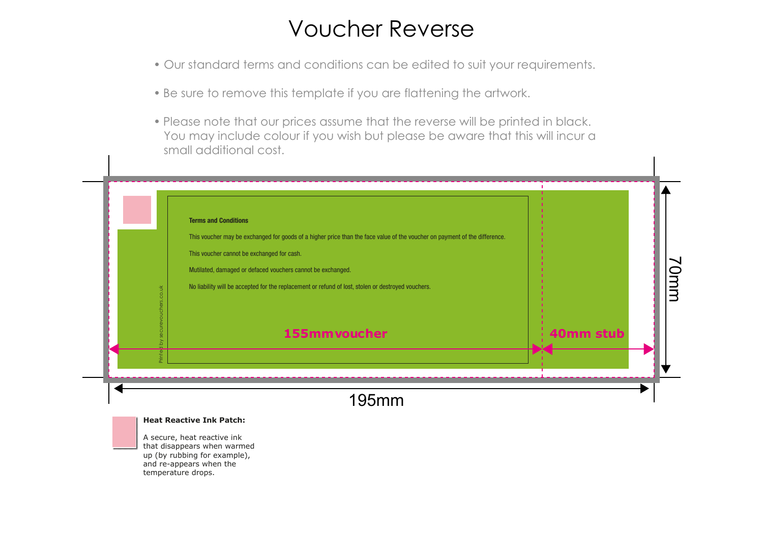# Voucher Reverse

- Our standard terms and conditions can be edited to suit your requirements.
- Be sure to remove this template if you are flattening the artwork.
- Please note that our prices assume that the reverse will be printed in black. You may include colour if you wish but please be aware that this will incur a small additional cost.

**Terms and Conditions**

This voucher may be exchanged for goods of a higher price than the face value of the voucher on payment of the difference.

This voucher cannot be exchanged for cash.

Mutilated, damaged or defaced vouchers cannot be exchanged.

No liability will be accepted for the replacement or refund of lost, stolen or destroyed vouchers.

Printed by securevouchers.co.uk

155mm voucher

40mm stub

70mm

195mm

**Heat Reactive Ink Patch:**

A secure, heat reactive ink that disappears when warmed up (by rubbing for example), and re-appears when the temperature drops.